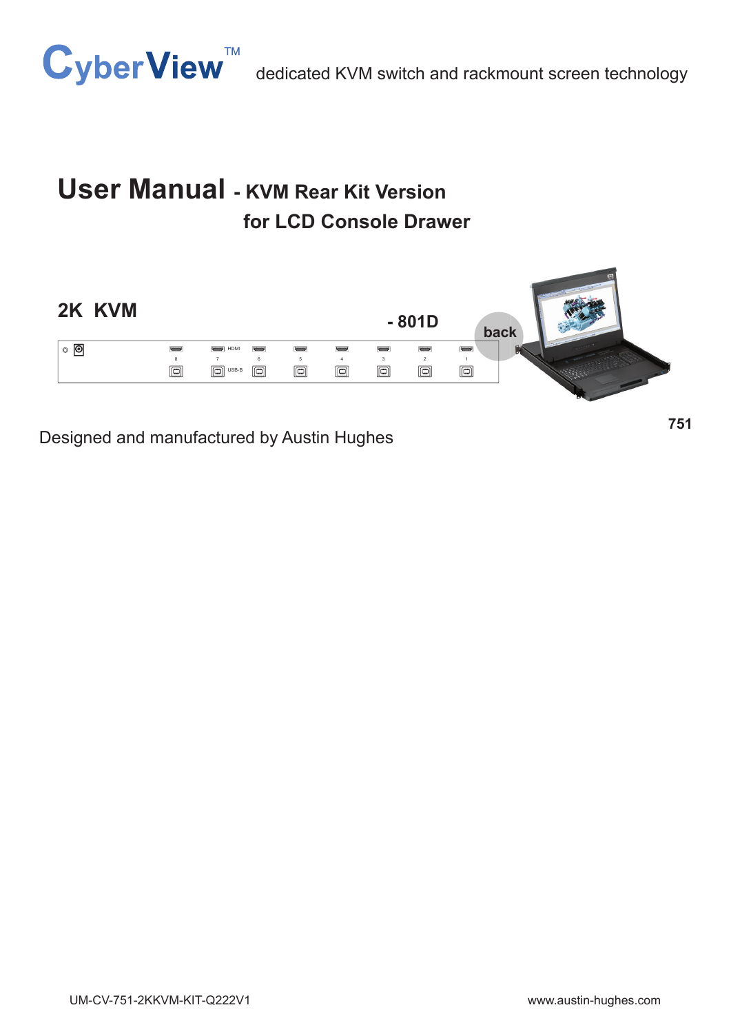CyberView™ dedicated KVM switch and rackmount screen technology

# User Manual - KVM Rear Kit Version for LCD Console Drawer

## 2K KVM - 801D

back

751

Designed and manufactured by Austin Hughes

UM-CV-751-2KKVM-KIT-Q222V1

www.austin-hughes.com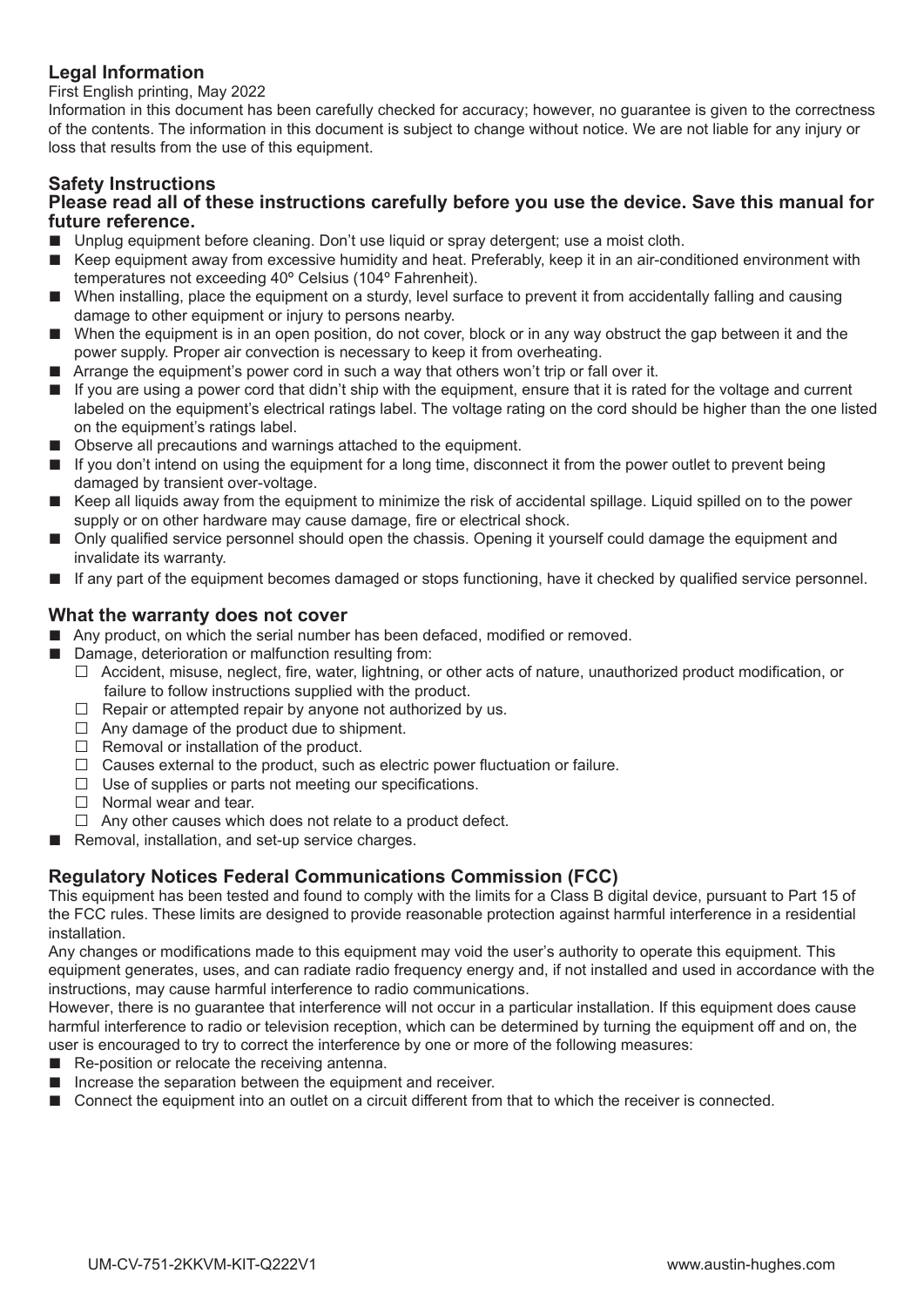## Legal Information

First English printing, May 2022

Information in this document has been carefully checked for accuracy; however, no guarantee is given to the correctness of the contents. The information in this document is subject to change without notice. We are not liable for any injury or loss that results from the use of this equipment.

## Safety Instructions

**Please read all of these instructions carefully before you use the device. Save this manual for future reference.**

- Unplug equipment before cleaning. Don't use liquid or spray detergent; use a moist cloth.
- Keep equipment away from excessive humidity and heat. Preferably, keep it in an air-conditioned environment with temperatures not exceeding 40º Celsius (104º Fahrenheit).
- When installing, place the equipment on a sturdy, level surface to prevent it from accidentally falling and causing damage to other equipment or injury to persons nearby.
- When the equipment is in an open position, do not cover, block or in any way obstruct the gap between it and the power supply. Proper air convection is necessary to keep it from overheating.
- Arrange the equipment's power cord in such a way that others won't trip or fall over it.
- If you are using a power cord that didn't ship with the equipment, ensure that it is rated for the voltage and current labeled on the equipment's electrical ratings label. The voltage rating on the cord should be higher than the one listed on the equipment's ratings label.
- Observe all precautions and warnings attached to the equipment.
- If you don't intend on using the equipment for a long time, disconnect it from the power outlet to prevent being damaged by transient over-voltage.
- Keep all liquids away from the equipment to minimize the risk of accidental spillage. Liquid spilled on to the power supply or on other hardware may cause damage, fire or electrical shock.
- Only qualified service personnel should open the chassis. Opening it yourself could damage the equipment and invalidate its warranty.
- If any part of the equipment becomes damaged or stops functioning, have it checked by qualified service personnel.

## What the warranty does not cover

- Any product, on which the serial number has been defaced, modified or removed.
- Damage, deterioration or malfunction resulting from:
  - Accident, misuse, neglect, fire, water, lightning, or other acts of nature, unauthorized product modification, or failure to follow instructions supplied with the product.
  - Repair or attempted repair by anyone not authorized by us.
  - Any damage of the product due to shipment.
  - Removal or installation of the product.
  - Causes external to the product, such as electric power fluctuation or failure.
  - Use of supplies or parts not meeting our specifications.
  - Normal wear and tear.
  - Any other causes which does not relate to a product defect.
- Removal, installation, and set-up service charges.

## Regulatory Notices Federal Communications Commission (FCC)

This equipment has been tested and found to comply with the limits for a Class B digital device, pursuant to Part 15 of the FCC rules. These limits are designed to provide reasonable protection against harmful interference in a residential installation.

Any changes or modifications made to this equipment may void the user's authority to operate this equipment. This equipment generates, uses, and can radiate radio frequency energy and, if not installed and used in accordance with the instructions, may cause harmful interference to radio communications.

However, there is no guarantee that interference will not occur in a particular installation. If this equipment does cause harmful interference to radio or television reception, which can be determined by turning the equipment off and on, the user is encouraged to try to correct the interference by one or more of the following measures:

- Re-position or relocate the receiving antenna.
- Increase the separation between the equipment and receiver.
- Connect the equipment into an outlet on a circuit different from that to which the receiver is connected.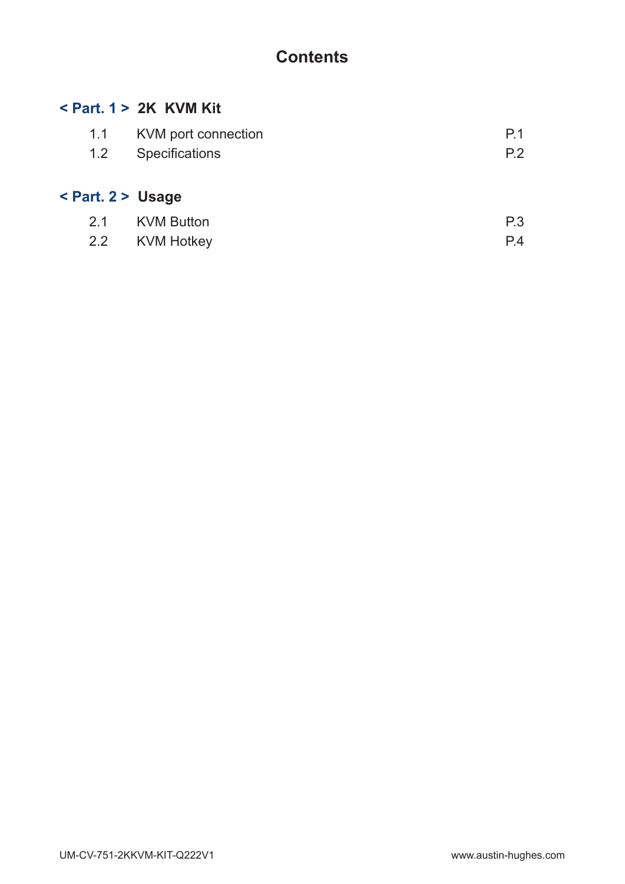# Contents

## < Part. 1 > 2K KVM Kit

| | | |
|---|---|---|
| 1.1 | KVM port connection | P.1 |
| 1.2 | Specifications | P.2 |

## < Part. 2 > Usage

| | | |
|---|---|---|
| 2.1 | KVM Button | P.3 |
| 2.2 | KVM Hotkey | P.4 |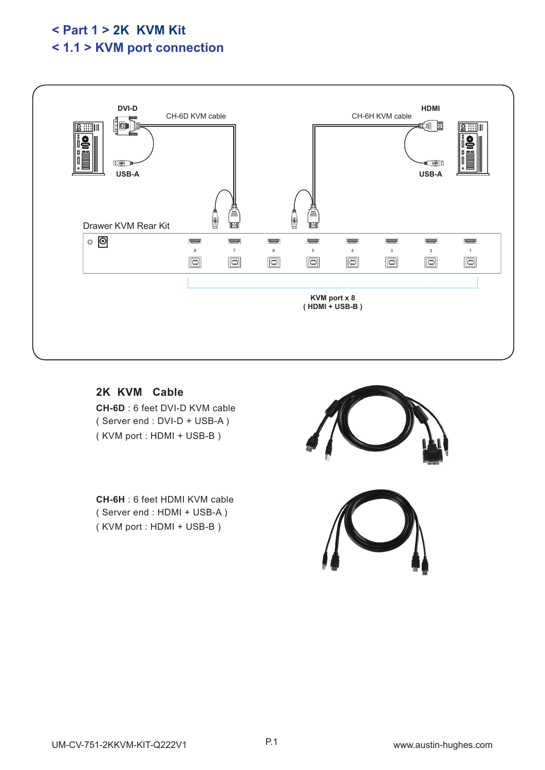## < Part 1 > 2K KVM Kit

## < 1.1 > KVM port connection

DVI-D

CH-6D KVM cable

CH-6H KVM cable

HDMI

USB-A

USB-A

Drawer KVM Rear Kit

8 7 6 5 4 3 2 1

**KVM port x 8**
**( HDMI + USB-B )**

### 2K KVM Cable

**CH-6D** : 6 feet DVI-D KVM cable
( Server end : DVI-D + USB-A )
( KVM port : HDMI + USB-B )

**CH-6H** : 6 feet HDMI KVM cable
( Server end : HDMI + USB-A )
( KVM port : HDMI + USB-B )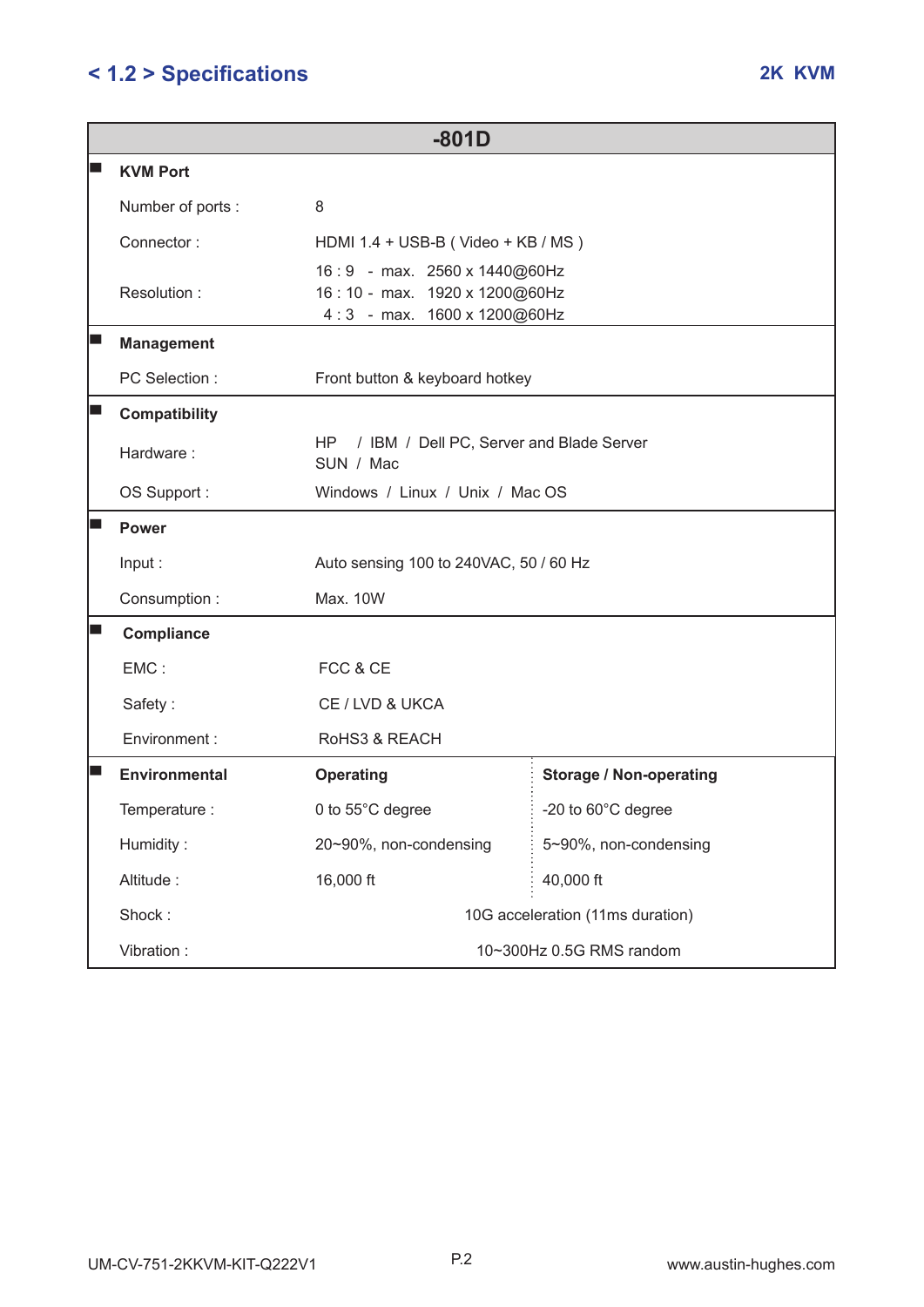## < 1.2 > Specifications

| -801D | | |
|---|---|---|
| **KVM Port** | | |
| Number of ports : | 8 | |
| Connector : | HDMI 1.4 + USB-B ( Video + KB / MS ) | |
| Resolution : | 16 : 9 - max. 2560 x 1440@60Hz<br>16 : 10 - max. 1920 x 1200@60Hz<br>4 : 3 - max. 1600 x 1200@60Hz | |
| **Management** | | |
| PC Selection : | Front button & keyboard hotkey | |
| **Compatibility** | | |
| Hardware : | HP / IBM / Dell PC, Server and Blade Server<br>SUN / Mac | |
| OS Support : | Windows / Linux / Unix / Mac OS | |
| **Power** | | |
| Input : | Auto sensing 100 to 240VAC, 50 / 60 Hz | |
| Consumption : | Max. 10W | |
| **Compliance** | | |
| EMC : | FCC & CE | |
| Safety : | CE / LVD & UKCA | |
| Environment : | RoHS3 & REACH | |
| **Environmental** | **Operating** | **Storage / Non-operating** |
| Temperature : | 0 to 55°C degree | -20 to 60°C degree |
| Humidity : | 20~90%, non-condensing | 5~90%, non-condensing |
| Altitude : | 16,000 ft | 40,000 ft |
| Shock : | 10G acceleration (11ms duration) | |
| Vibration : | 10~300Hz 0.5G RMS random | |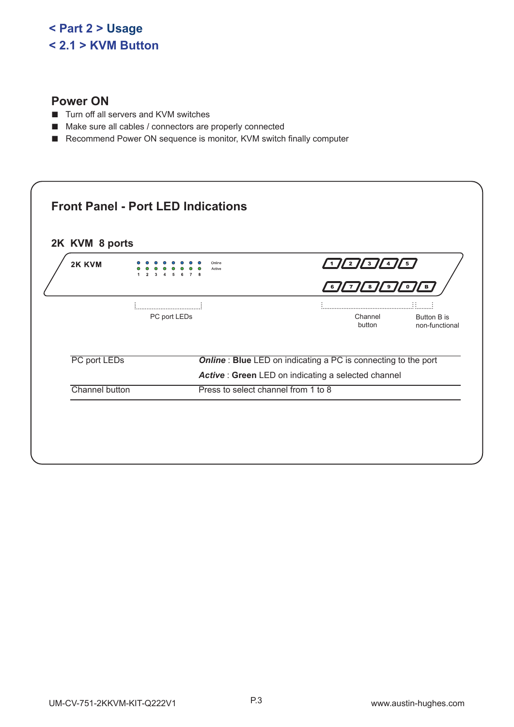# < Part 2 > Usage
## < 2.1 > KVM Button

### Power ON

- Turn off all servers and KVM switches
- Make sure all cables / connectors are properly connected
- Recommend Power ON sequence is monitor, KVM switch finally computer

### Front Panel - Port LED Indications

#### 2K KVM 8 ports

2K KVM

Online
Active

1 2 3 4 5 6 7 8

1 2 3 4 5
6 7 8 9 0 B

PC port LEDs

Channel button

Button B is non-functional

| | |
|---|---|
| PC port LEDs | ***Online*** : **Blue** LED on indicating a PC is connecting to the port |
| | ***Active*** : **Green** LED on indicating a selected channel |
| Channel button | Press to select channel from 1 to 8 |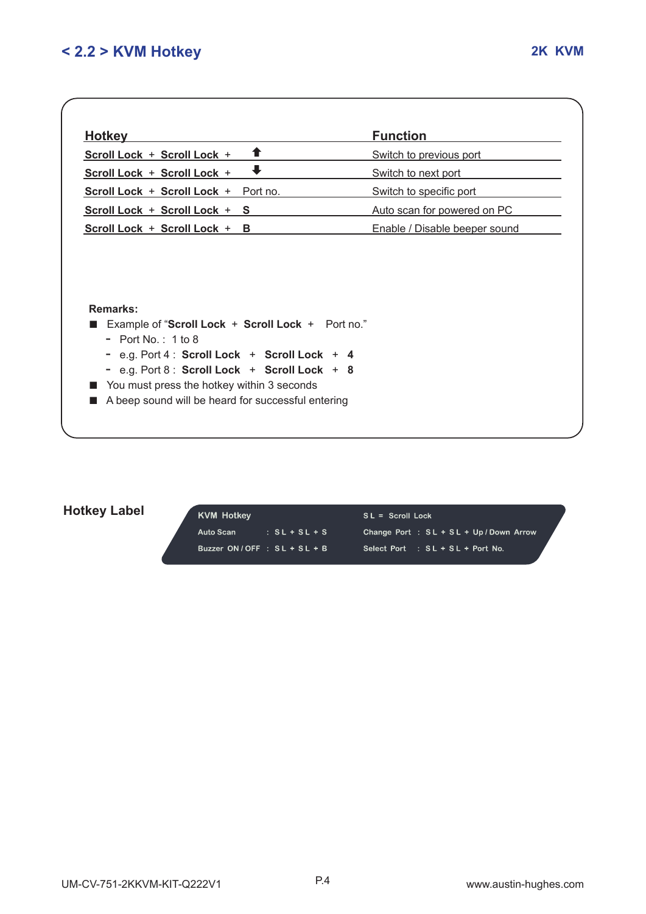## < 2.2 > KVM Hotkey

| Hotkey | Function |
|---|---|
| **Scroll Lock** + **Scroll Lock** + ⬆ | Switch to previous port |
| **Scroll Lock** + **Scroll Lock** + ⬇ | Switch to next port |
| **Scroll Lock** + **Scroll Lock** + Port no. | Switch to specific port |
| **Scroll Lock** + **Scroll Lock** + **S** | Auto scan for powered on PC |
| **Scroll Lock** + **Scroll Lock** + **B** | Enable / Disable beeper sound |

**Remarks:**

- Example of "**Scroll Lock** + **Scroll Lock** + Port no."
  - Port No. : 1 to 8
  - e.g. Port 4 : **Scroll Lock** + **Scroll Lock** + **4**
  - e.g. Port 8 : **Scroll Lock** + **Scroll Lock** + **8**
- You must press the hotkey within 3 seconds
- A beep sound will be heard for successful entering

### Hotkey Label

| KVM Hotkey | | SL = Scroll Lock | |
|---|---|---|---|
| Auto Scan | : SL + SL + S | Change Port | : SL + SL + Up / Down Arrow |
| Buzzer ON / OFF | : SL + SL + B | Select Port | : SL + SL + Port No. |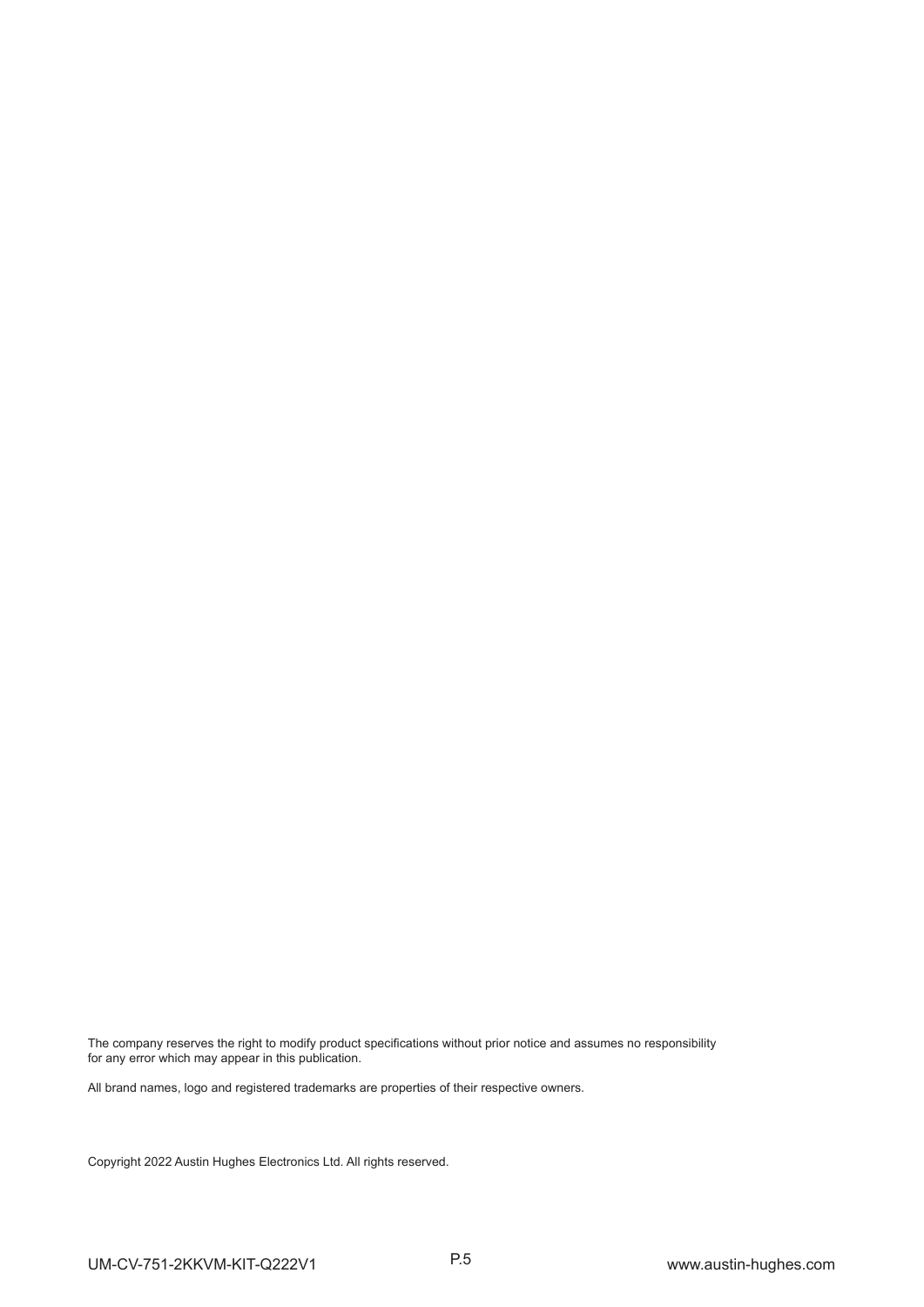The company reserves the right to modify product specifications without prior notice and assumes no responsibility for any error which may appear in this publication.

All brand names, logo and registered trademarks are properties of their respective owners.

Copyright 2022 Austin Hughes Electronics Ltd. All rights reserved.